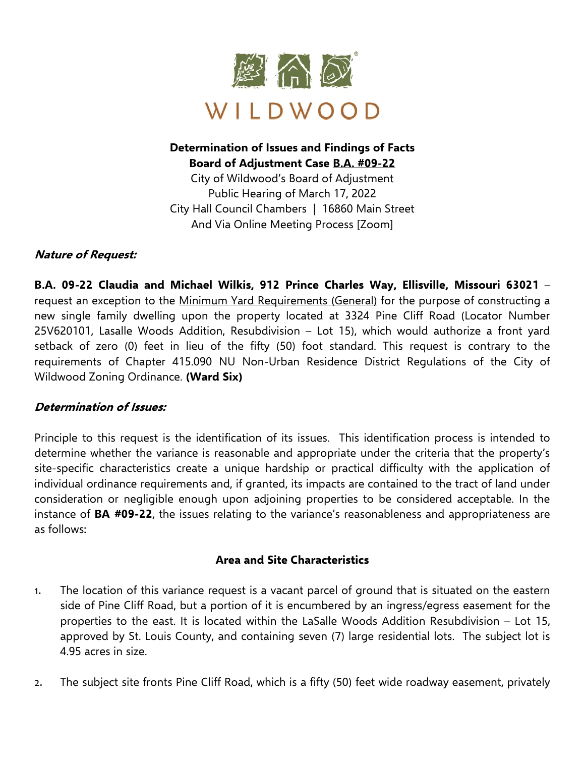WILDWOOD

**Determination of Issues and Findings of Facts**
**Board of Adjustment Case B.A. #09-22**
City of Wildwood's Board of Adjustment
Public Hearing of March 17, 2022
City Hall Council Chambers | 16860 Main Street
And Via Online Meeting Process [Zoom]

***Nature of Request:***

**B.A. 09-22 Claudia and Michael Wilkis, 912 Prince Charles Way, Ellisville, Missouri 63021** – request an exception to the Minimum Yard Requirements (General) for the purpose of constructing a new single family dwelling upon the property located at 3324 Pine Cliff Road (Locator Number 25V620101, Lasalle Woods Addition, Resubdivision – Lot 15), which would authorize a front yard setback of zero (0) feet in lieu of the fifty (50) foot standard. This request is contrary to the requirements of Chapter 415.090 NU Non-Urban Residence District Regulations of the City of Wildwood Zoning Ordinance. **(Ward Six)**

***Determination of Issues:***

Principle to this request is the identification of its issues. This identification process is intended to determine whether the variance is reasonable and appropriate under the criteria that the property's site-specific characteristics create a unique hardship or practical difficulty with the application of individual ordinance requirements and, if granted, its impacts are contained to the tract of land under consideration or negligible enough upon adjoining properties to be considered acceptable. In the instance of **BA #09-22**, the issues relating to the variance's reasonableness and appropriateness are as follows:

**Area and Site Characteristics**

1. The location of this variance request is a vacant parcel of ground that is situated on the eastern side of Pine Cliff Road, but a portion of it is encumbered by an ingress/egress easement for the properties to the east. It is located within the LaSalle Woods Addition Resubdivision – Lot 15, approved by St. Louis County, and containing seven (7) large residential lots. The subject lot is 4.95 acres in size.

2. The subject site fronts Pine Cliff Road, which is a fifty (50) feet wide roadway easement, privately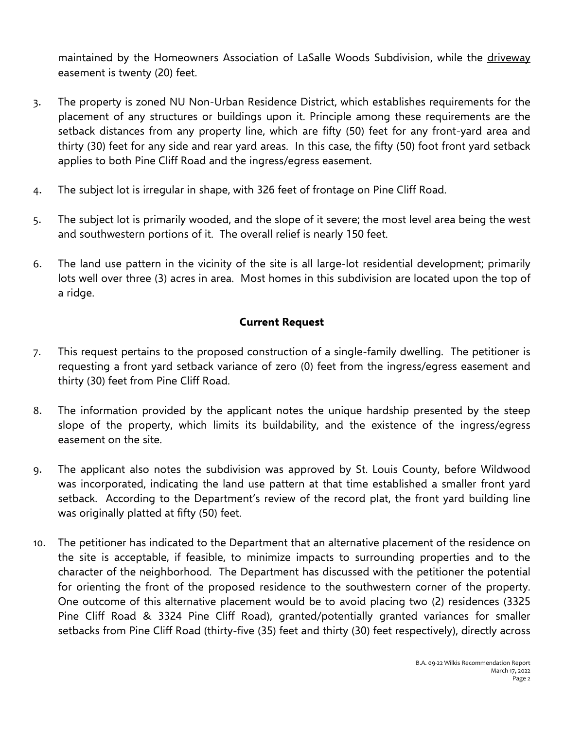maintained by the Homeowners Association of LaSalle Woods Subdivision, while the driveway easement is twenty (20) feet.

3. The property is zoned NU Non-Urban Residence District, which establishes requirements for the placement of any structures or buildings upon it. Principle among these requirements are the setback distances from any property line, which are fifty (50) feet for any front-yard area and thirty (30) feet for any side and rear yard areas. In this case, the fifty (50) foot front yard setback applies to both Pine Cliff Road and the ingress/egress easement.

4. The subject lot is irregular in shape, with 326 feet of frontage on Pine Cliff Road.

5. The subject lot is primarily wooded, and the slope of it severe; the most level area being the west and southwestern portions of it. The overall relief is nearly 150 feet.

6. The land use pattern in the vicinity of the site is all large-lot residential development; primarily lots well over three (3) acres in area. Most homes in this subdivision are located upon the top of a ridge.

## Current Request

7. This request pertains to the proposed construction of a single-family dwelling. The petitioner is requesting a front yard setback variance of zero (0) feet from the ingress/egress easement and thirty (30) feet from Pine Cliff Road.

8. The information provided by the applicant notes the unique hardship presented by the steep slope of the property, which limits its buildability, and the existence of the ingress/egress easement on the site.

9. The applicant also notes the subdivision was approved by St. Louis County, before Wildwood was incorporated, indicating the land use pattern at that time established a smaller front yard setback. According to the Department's review of the record plat, the front yard building line was originally platted at fifty (50) feet.

10. The petitioner has indicated to the Department that an alternative placement of the residence on the site is acceptable, if feasible, to minimize impacts to surrounding properties and to the character of the neighborhood. The Department has discussed with the petitioner the potential for orienting the front of the proposed residence to the southwestern corner of the property. One outcome of this alternative placement would be to avoid placing two (2) residences (3325 Pine Cliff Road & 3324 Pine Cliff Road), granted/potentially granted variances for smaller setbacks from Pine Cliff Road (thirty-five (35) feet and thirty (30) feet respectively), directly across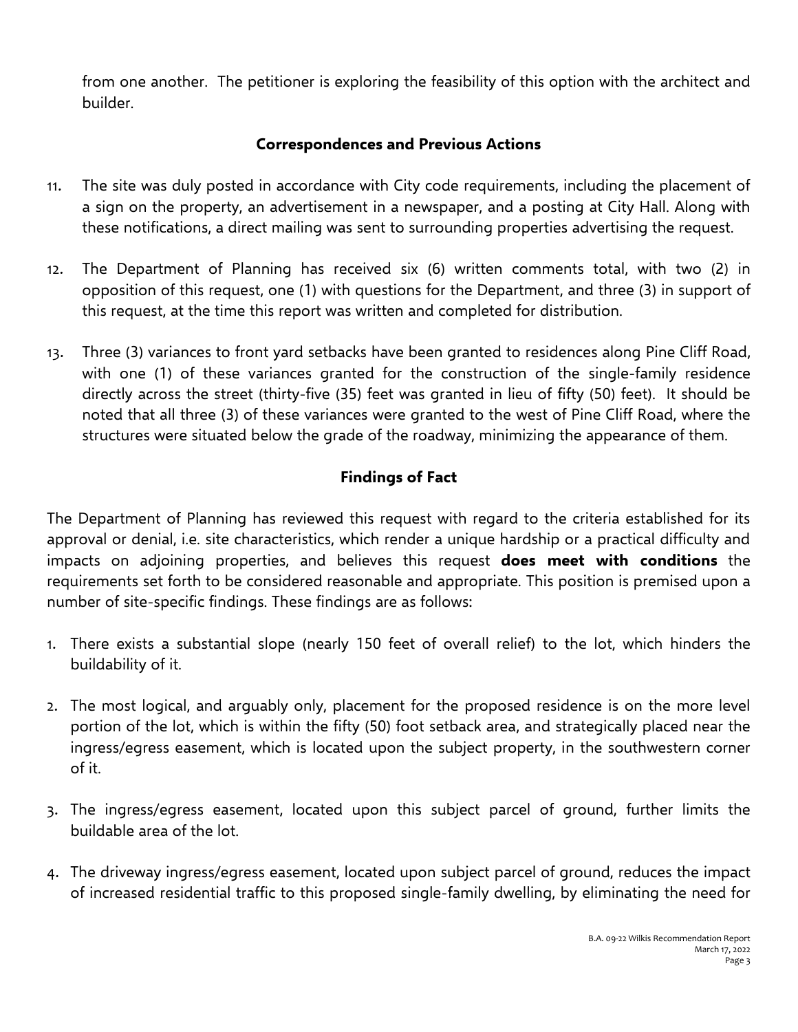from one another. The petitioner is exploring the feasibility of this option with the architect and builder.

## Correspondences and Previous Actions

11. The site was duly posted in accordance with City code requirements, including the placement of a sign on the property, an advertisement in a newspaper, and a posting at City Hall. Along with these notifications, a direct mailing was sent to surrounding properties advertising the request.

12. The Department of Planning has received six (6) written comments total, with two (2) in opposition of this request, one (1) with questions for the Department, and three (3) in support of this request, at the time this report was written and completed for distribution.

13. Three (3) variances to front yard setbacks have been granted to residences along Pine Cliff Road, with one (1) of these variances granted for the construction of the single-family residence directly across the street (thirty-five (35) feet was granted in lieu of fifty (50) feet). It should be noted that all three (3) of these variances were granted to the west of Pine Cliff Road, where the structures were situated below the grade of the roadway, minimizing the appearance of them.

## Findings of Fact

The Department of Planning has reviewed this request with regard to the criteria established for its approval or denial, i.e. site characteristics, which render a unique hardship or a practical difficulty and impacts on adjoining properties, and believes this request **does meet with conditions** the requirements set forth to be considered reasonable and appropriate. This position is premised upon a number of site-specific findings. These findings are as follows:

1. There exists a substantial slope (nearly 150 feet of overall relief) to the lot, which hinders the buildability of it.

2. The most logical, and arguably only, placement for the proposed residence is on the more level portion of the lot, which is within the fifty (50) foot setback area, and strategically placed near the ingress/egress easement, which is located upon the subject property, in the southwestern corner of it.

3. The ingress/egress easement, located upon this subject parcel of ground, further limits the buildable area of the lot.

4. The driveway ingress/egress easement, located upon subject parcel of ground, reduces the impact of increased residential traffic to this proposed single-family dwelling, by eliminating the need for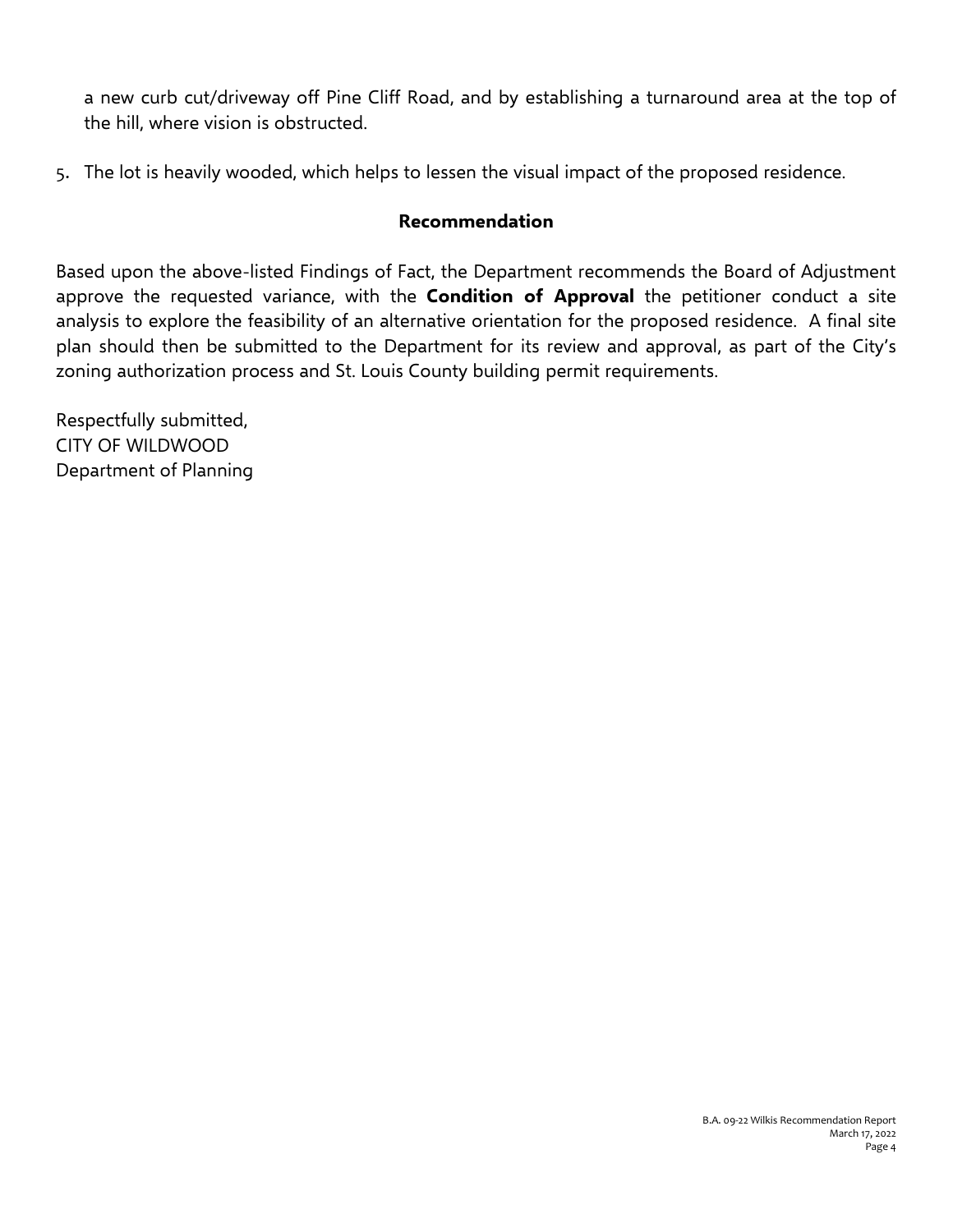a new curb cut/driveway off Pine Cliff Road, and by establishing a turnaround area at the top of the hill, where vision is obstructed.

5. The lot is heavily wooded, which helps to lessen the visual impact of the proposed residence.

## Recommendation

Based upon the above-listed Findings of Fact, the Department recommends the Board of Adjustment approve the requested variance, with the **Condition of Approval** the petitioner conduct a site analysis to explore the feasibility of an alternative orientation for the proposed residence. A final site plan should then be submitted to the Department for its review and approval, as part of the City's zoning authorization process and St. Louis County building permit requirements.

Respectfully submitted,
CITY OF WILDWOOD
Department of Planning